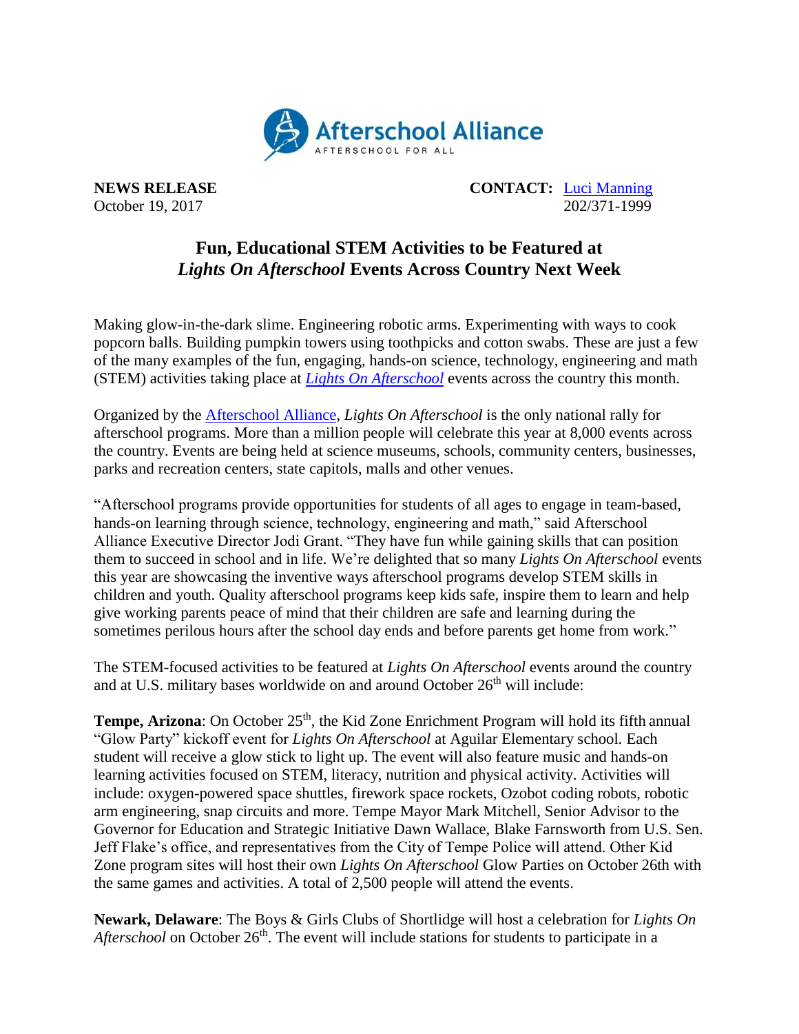Afterschool Alliance
AFTERSCHOOL FOR ALL

**NEWS RELEASE** — October 19, 2017

**CONTACT:** Luci Manning, 202/371-1999

# Fun, Educational STEM Activities to be Featured at *Lights On Afterschool* Events Across Country Next Week

Making glow-in-the-dark slime. Engineering robotic arms. Experimenting with ways to cook popcorn balls. Building pumpkin towers using toothpicks and cotton swabs. These are just a few of the many examples of the fun, engaging, hands-on science, technology, engineering and math (STEM) activities taking place at *Lights On Afterschool* events across the country this month.

Organized by the Afterschool Alliance, *Lights On Afterschool* is the only national rally for afterschool programs. More than a million people will celebrate this year at 8,000 events across the country. Events are being held at science museums, schools, community centers, businesses, parks and recreation centers, state capitols, malls and other venues.

"Afterschool programs provide opportunities for students of all ages to engage in team-based, hands-on learning through science, technology, engineering and math," said Afterschool Alliance Executive Director Jodi Grant. "They have fun while gaining skills that can position them to succeed in school and in life. We're delighted that so many *Lights On Afterschool* events this year are showcasing the inventive ways afterschool programs develop STEM skills in children and youth. Quality afterschool programs keep kids safe, inspire them to learn and help give working parents peace of mind that their children are safe and learning during the sometimes perilous hours after the school day ends and before parents get home from work."

The STEM-focused activities to be featured at *Lights On Afterschool* events around the country and at U.S. military bases worldwide on and around October 26th will include:

**Tempe, Arizona**: On October 25th, the Kid Zone Enrichment Program will hold its fifth annual "Glow Party" kickoff event for *Lights On Afterschool* at Aguilar Elementary school. Each student will receive a glow stick to light up. The event will also feature music and hands-on learning activities focused on STEM, literacy, nutrition and physical activity. Activities will include: oxygen-powered space shuttles, firework space rockets, Ozobot coding robots, robotic arm engineering, snap circuits and more. Tempe Mayor Mark Mitchell, Senior Advisor to the Governor for Education and Strategic Initiative Dawn Wallace, Blake Farnsworth from U.S. Sen. Jeff Flake's office, and representatives from the City of Tempe Police will attend. Other Kid Zone program sites will host their own *Lights On Afterschool* Glow Parties on October 26th with the same games and activities. A total of 2,500 people will attend the events.

**Newark, Delaware**: The Boys & Girls Clubs of Shortlidge will host a celebration for *Lights On Afterschool* on October 26th. The event will include stations for students to participate in a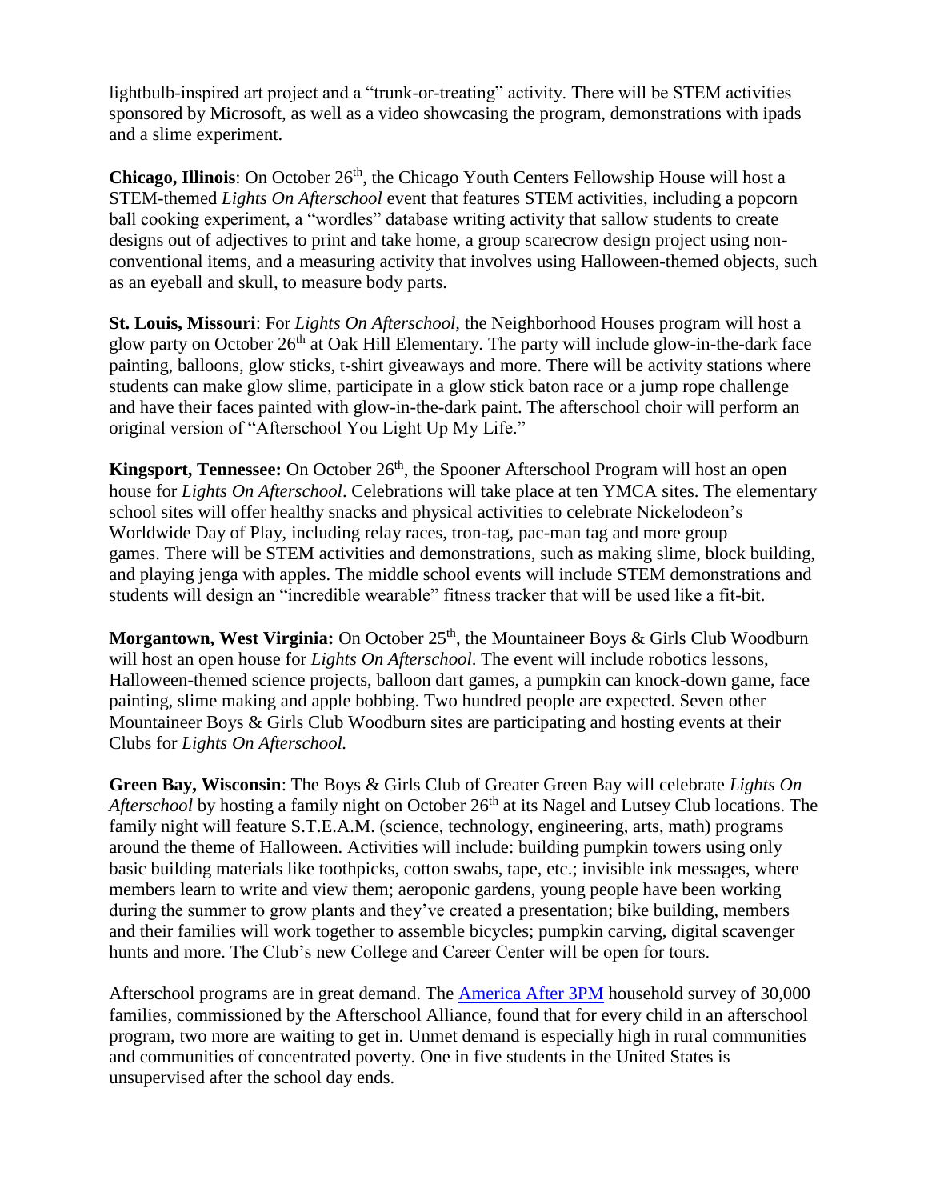lightbulb-inspired art project and a "trunk-or-treating" activity. There will be STEM activities sponsored by Microsoft, as well as a video showcasing the program, demonstrations with ipads and a slime experiment.

**Chicago, Illinois**: On October 26th, the Chicago Youth Centers Fellowship House will host a STEM-themed *Lights On Afterschool* event that features STEM activities, including a popcorn ball cooking experiment, a "wordles" database writing activity that sallow students to create designs out of adjectives to print and take home, a group scarecrow design project using non-conventional items, and a measuring activity that involves using Halloween-themed objects, such as an eyeball and skull, to measure body parts.

**St. Louis, Missouri**: For *Lights On Afterschool,* the Neighborhood Houses program will host a glow party on October 26th at Oak Hill Elementary. The party will include glow-in-the-dark face painting, balloons, glow sticks, t-shirt giveaways and more. There will be activity stations where students can make glow slime, participate in a glow stick baton race or a jump rope challenge and have their faces painted with glow-in-the-dark paint. The afterschool choir will perform an original version of "Afterschool You Light Up My Life."

**Kingsport, Tennessee:** On October 26th, the Spooner Afterschool Program will host an open house for *Lights On Afterschool*. Celebrations will take place at ten YMCA sites. The elementary school sites will offer healthy snacks and physical activities to celebrate Nickelodeon's Worldwide Day of Play, including relay races, tron-tag, pac-man tag and more group games. There will be STEM activities and demonstrations, such as making slime, block building, and playing jenga with apples. The middle school events will include STEM demonstrations and students will design an "incredible wearable" fitness tracker that will be used like a fit-bit.

**Morgantown, West Virginia:** On October 25th, the Mountaineer Boys & Girls Club Woodburn will host an open house for *Lights On Afterschool*. The event will include robotics lessons, Halloween-themed science projects, balloon dart games, a pumpkin can knock-down game, face painting, slime making and apple bobbing. Two hundred people are expected. Seven other Mountaineer Boys & Girls Club Woodburn sites are participating and hosting events at their Clubs for *Lights On Afterschool.*

**Green Bay, Wisconsin**: The Boys & Girls Club of Greater Green Bay will celebrate *Lights On Afterschool* by hosting a family night on October 26th at its Nagel and Lutsey Club locations. The family night will feature S.T.E.A.M. (science, technology, engineering, arts, math) programs around the theme of Halloween. Activities will include: building pumpkin towers using only basic building materials like toothpicks, cotton swabs, tape, etc.; invisible ink messages, where members learn to write and view them; aeroponic gardens, young people have been working during the summer to grow plants and they've created a presentation; bike building, members and their families will work together to assemble bicycles; pumpkin carving, digital scavenger hunts and more. The Club's new College and Career Center will be open for tours.

Afterschool programs are in great demand. The America After 3PM household survey of 30,000 families, commissioned by the Afterschool Alliance, found that for every child in an afterschool program, two more are waiting to get in. Unmet demand is especially high in rural communities and communities of concentrated poverty. One in five students in the United States is unsupervised after the school day ends.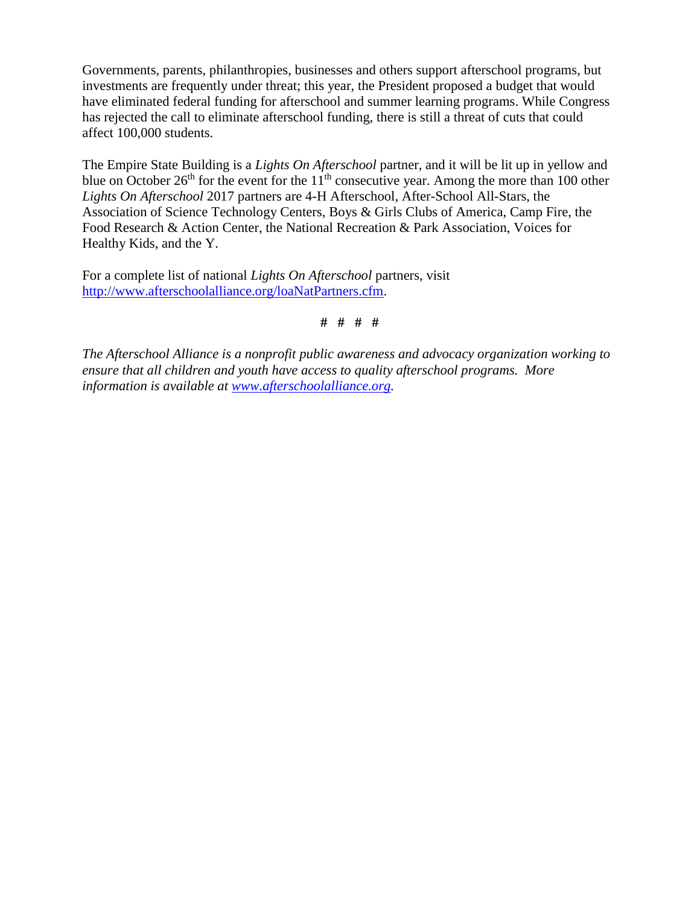Governments, parents, philanthropies, businesses and others support afterschool programs, but investments are frequently under threat; this year, the President proposed a budget that would have eliminated federal funding for afterschool and summer learning programs. While Congress has rejected the call to eliminate afterschool funding, there is still a threat of cuts that could affect 100,000 students.

The Empire State Building is a *Lights On Afterschool* partner, and it will be lit up in yellow and blue on October 26th for the event for the 11th consecutive year. Among the more than 100 other *Lights On Afterschool* 2017 partners are 4-H Afterschool, After-School All-Stars, the Association of Science Technology Centers, Boys & Girls Clubs of America, Camp Fire, the Food Research & Action Center, the National Recreation & Park Association, Voices for Healthy Kids, and the Y.

For a complete list of national *Lights On Afterschool* partners, visit http://www.afterschoolalliance.org/loaNatPartners.cfm.

# # # #

*The Afterschool Alliance is a nonprofit public awareness and advocacy organization working to ensure that all children and youth have access to quality afterschool programs. More information is available at www.afterschoolalliance.org.*